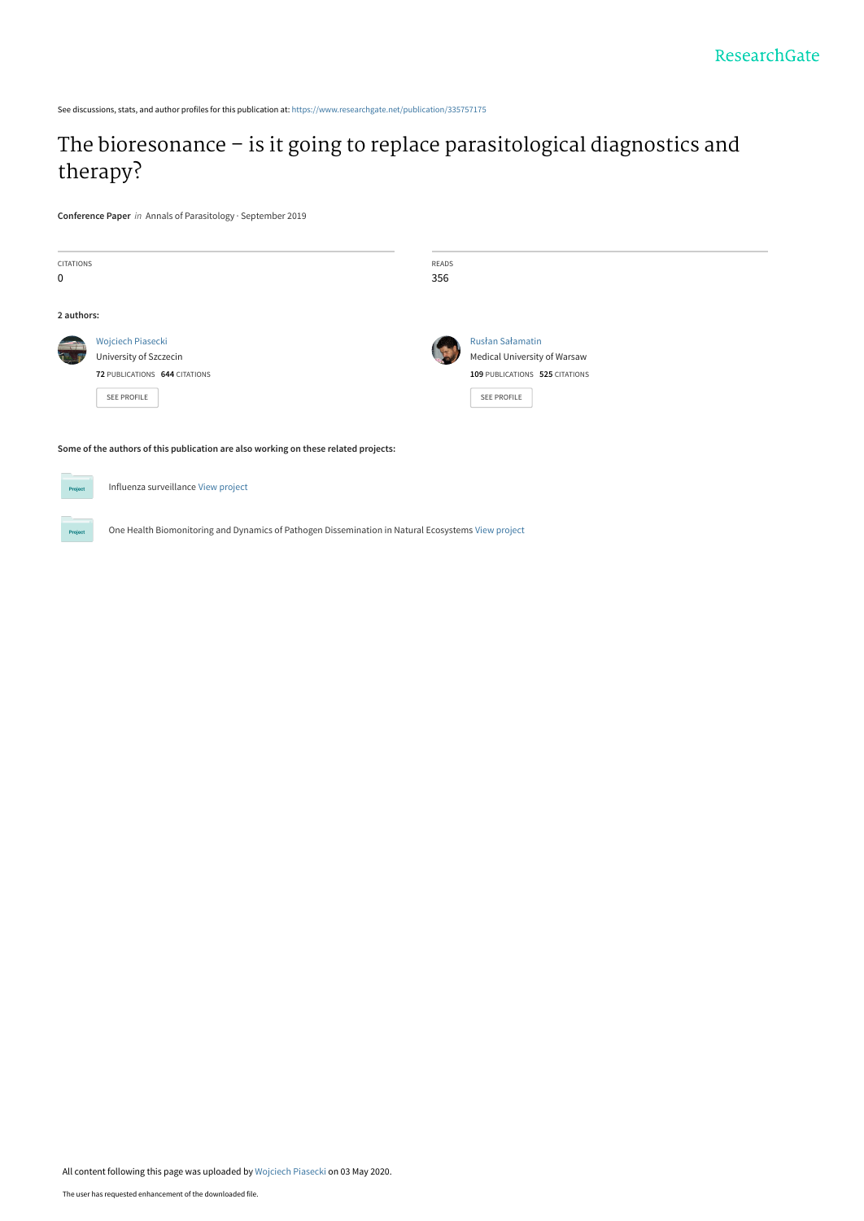See discussions, stats, and author profiles for this publication at: https://www.researchgate.net/publication/335757175

# The bioresonance – is it going to replace parasitological diagnostics and therapy?

**Conference Paper** *in* Annals of Parasitology · September 2019

| CITATIONS | READS |
|---|---|
| 0 | 356 |

**2 authors:**

**Wojciech Piasecki**
University of Szczecin
**72** PUBLICATIONS **644** CITATIONS
SEE PROFILE

**Rusłan Sałamatin**
Medical University of Warsaw
**109** PUBLICATIONS **525** CITATIONS
SEE PROFILE

**Some of the authors of this publication are also working on these related projects:**

Project: Influenza surveillance View project

Project: One Health Biomonitoring and Dynamics of Pathogen Dissemination in Natural Ecosystems View project

All content following this page was uploaded by Wojciech Piasecki on 03 May 2020.

The user has requested enhancement of the downloaded file.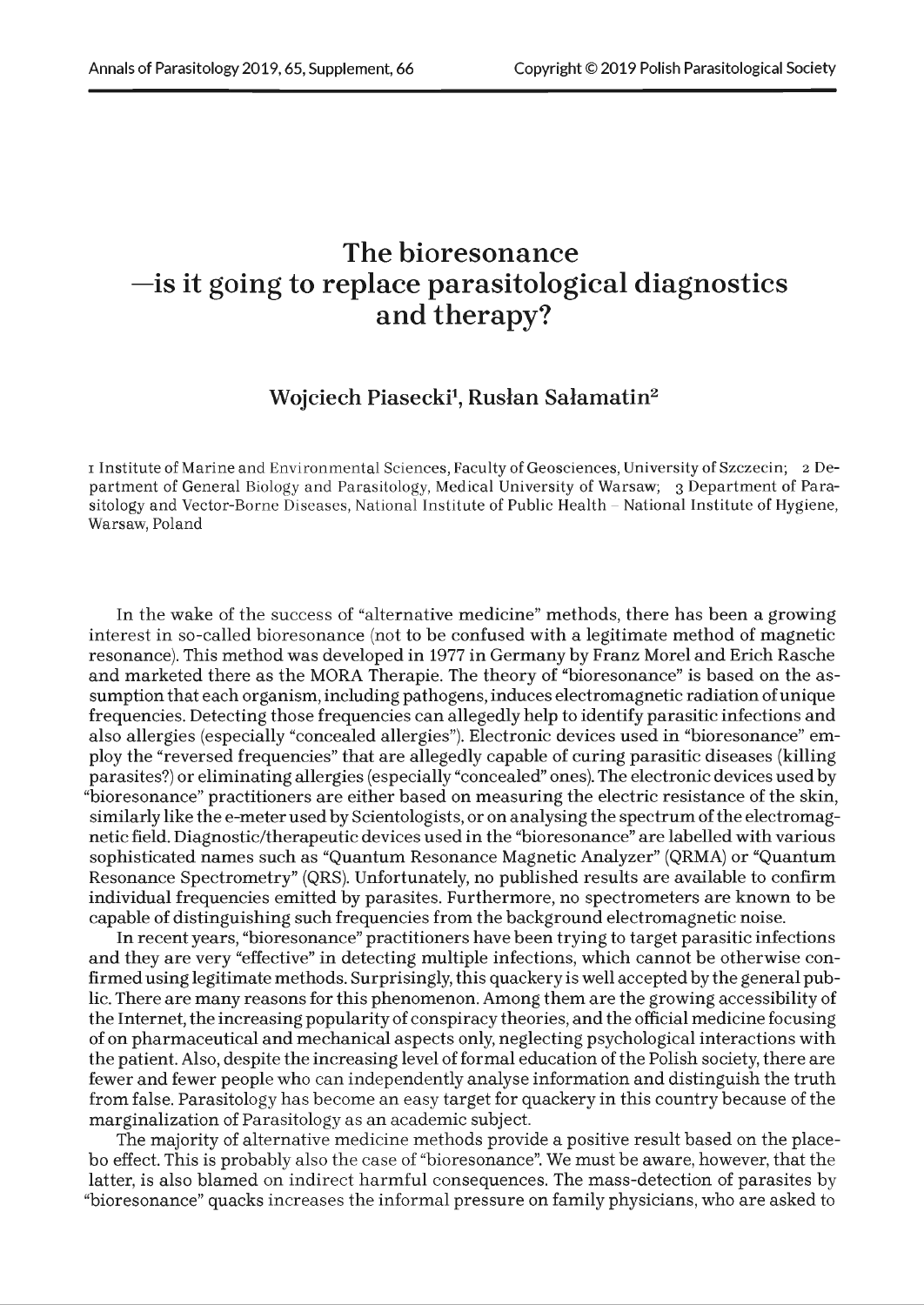# The bioresonance —is it going to replace parasitological diagnostics and therapy?

## Wojciech Piasecki[1], Rusłan Sałamatin[2]

1 Institute of Marine and Environmental Sciences, Faculty of Geosciences, University of Szczecin; 2 Department of General Biology and Parasitology, Medical University of Warsaw; 3 Department of Parasitology and Vector-Borne Diseases, National Institute of Public Health – National Institute of Hygiene, Warsaw, Poland

In the wake of the success of "alternative medicine" methods, there has been a growing interest in so-called bioresonance (not to be confused with a legitimate method of magnetic resonance). This method was developed in 1977 in Germany by Franz Morel and Erich Rasche and marketed there as the MORA Therapie. The theory of "bioresonance" is based on the assumption that each organism, including pathogens, induces electromagnetic radiation of unique frequencies. Detecting those frequencies can allegedly help to identify parasitic infections and also allergies (especially "concealed allergies"). Electronic devices used in "bioresonance" employ the "reversed frequencies" that are allegedly capable of curing parasitic diseases (killing parasites?) or eliminating allergies (especially "concealed" ones). The electronic devices used by "bioresonance" practitioners are either based on measuring the electric resistance of the skin, similarly like the e-meter used by Scientologists, or on analysing the spectrum of the electromagnetic field. Diagnostic/therapeutic devices used in the "bioresonance" are labelled with various sophisticated names such as "Quantum Resonance Magnetic Analyzer" (QRMA) or "Quantum Resonance Spectrometry" (QRS). Unfortunately, no published results are available to confirm individual frequencies emitted by parasites. Furthermore, no spectrometers are known to be capable of distinguishing such frequencies from the background electromagnetic noise.

In recent years, "bioresonance" practitioners have been trying to target parasitic infections and they are very "effective" in detecting multiple infections, which cannot be otherwise confirmed using legitimate methods. Surprisingly, this quackery is well accepted by the general public. There are many reasons for this phenomenon. Among them are the growing accessibility of the Internet, the increasing popularity of conspiracy theories, and the official medicine focusing of on pharmaceutical and mechanical aspects only, neglecting psychological interactions with the patient. Also, despite the increasing level of formal education of the Polish society, there are fewer and fewer people who can independently analyse information and distinguish the truth from false. Parasitology has become an easy target for quackery in this country because of the marginalization of Parasitology as an academic subject.

The majority of alternative medicine methods provide a positive result based on the placebo effect. This is probably also the case of "bioresonance". We must be aware, however, that the latter, is also blamed on indirect harmful consequences. The mass-detection of parasites by "bioresonance" quacks increases the informal pressure on family physicians, who are asked to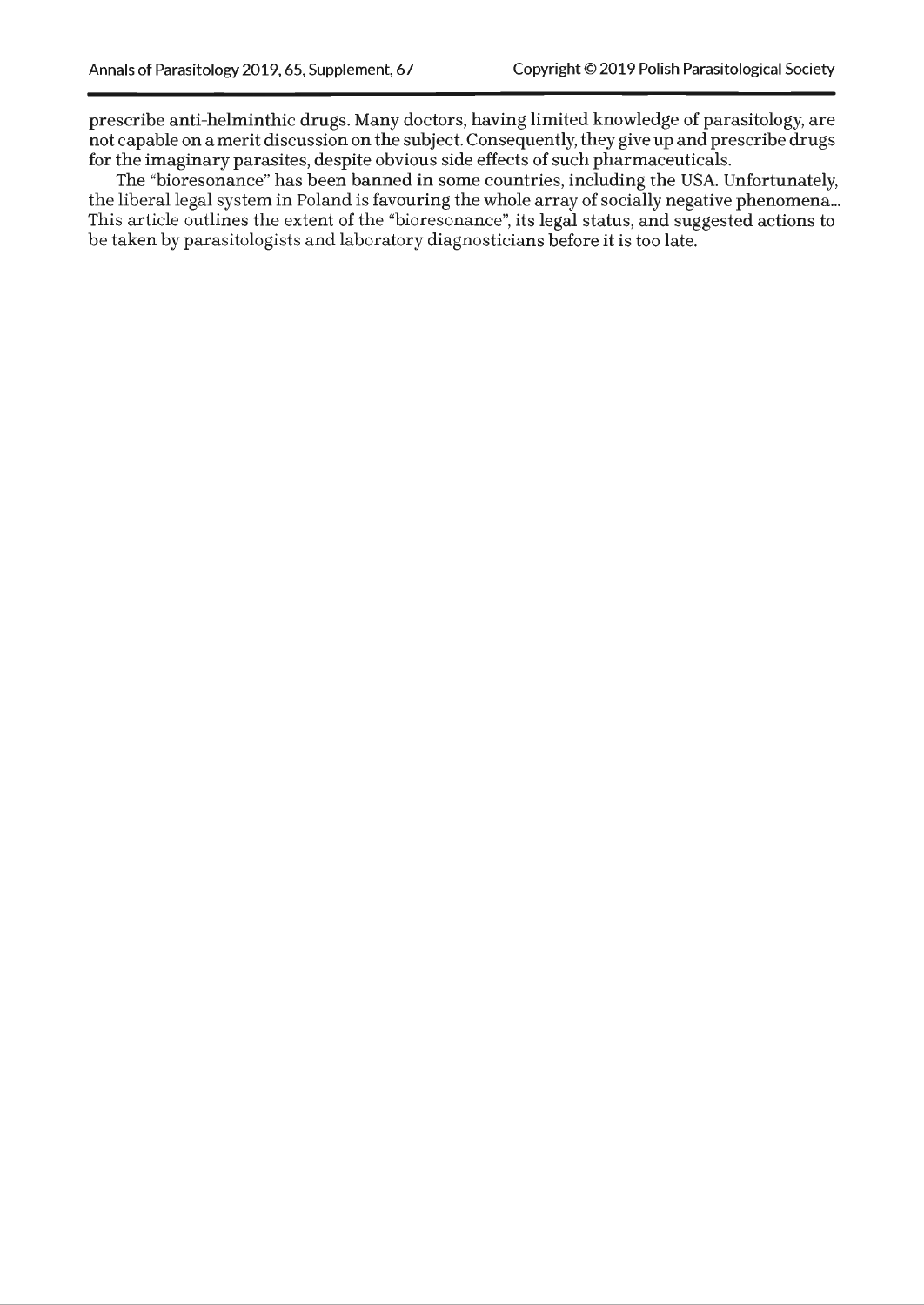prescribe anti-helminthic drugs. Many doctors, having limited knowledge of parasitology, are not capable on a merit discussion on the subject. Consequently, they give up and prescribe drugs for the imaginary parasites, despite obvious side effects of such pharmaceuticals.

The "bioresonance" has been banned in some countries, including the USA. Unfortunately, the liberal legal system in Poland is favouring the whole array of socially negative phenomena... This article outlines the extent of the "bioresonance", its legal status, and suggested actions to be taken by parasitologists and laboratory diagnosticians before it is too late.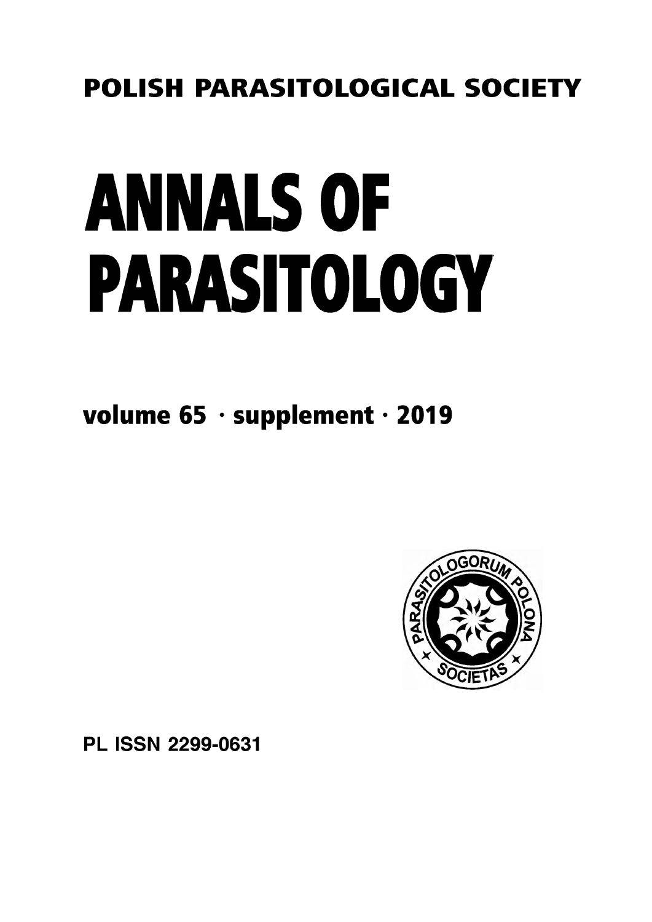POLISH PARASITOLOGICAL SOCIETY

# ANNALS OF PARASITOLOGY

volume 65 · supplement · 2019

PL ISSN 2299-0631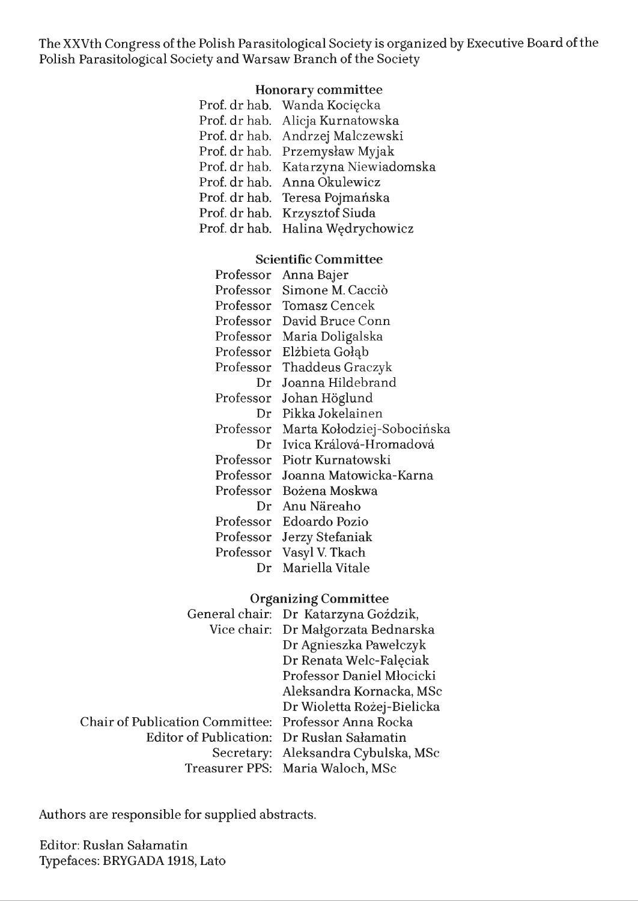The XXVth Congress of the Polish Parasitological Society is organized by Executive Board of the Polish Parasitological Society and Warsaw Branch of the Society

### Honorary committee

Prof. dr hab. Wanda Kocięcka
Prof. dr hab. Alicja Kurnatowska
Prof. dr hab. Andrzej Malczewski
Prof. dr hab. Przemysław Myjak
Prof. dr hab. Katarzyna Niewiadomska
Prof. dr hab. Anna Okulewicz
Prof. dr hab. Teresa Pojmańska
Prof. dr hab. Krzysztof Siuda
Prof. dr hab. Halina Wędrychowicz

### Scientific Committee

Professor Anna Bajer
Professor Simone M. Cacciò
Professor Tomasz Cencek
Professor David Bruce Conn
Professor Maria Doligalska
Professor Elżbieta Gołąb
Professor Thaddeus Graczyk
Dr Joanna Hildebrand
Professor Johan Höglund
Dr Pikka Jokelainen
Professor Marta Kołodziej-Sobocińska
Dr Ivica Králová-Hromadová
Professor Piotr Kurnatowski
Professor Joanna Matowicka-Karna
Professor Bożena Moskwa
Dr Anu Näreaho
Professor Edoardo Pozio
Professor Jerzy Stefaniak
Professor Vasyl V. Tkach
Dr Mariella Vitale

### Organizing Committee

General chair: Dr Katarzyna Goździk,
Vice chair: Dr Małgorzata Bednarska
Dr Agnieszka Pawełczyk
Dr Renata Welc-Falęciak
Professor Daniel Młocicki
Aleksandra Kornacka, MSc
Dr Wioletta Rożej-Bielicka
Chair of Publication Committee: Professor Anna Rocka
Editor of Publication: Dr Rusłan Sałamatin
Secretary: Aleksandra Cybulska, MSc
Treasurer PPS: Maria Waloch, MSc

Authors are responsible for supplied abstracts.

Editor: Rusłan Sałamatin
Typefaces: BRYGADA 1918, Lato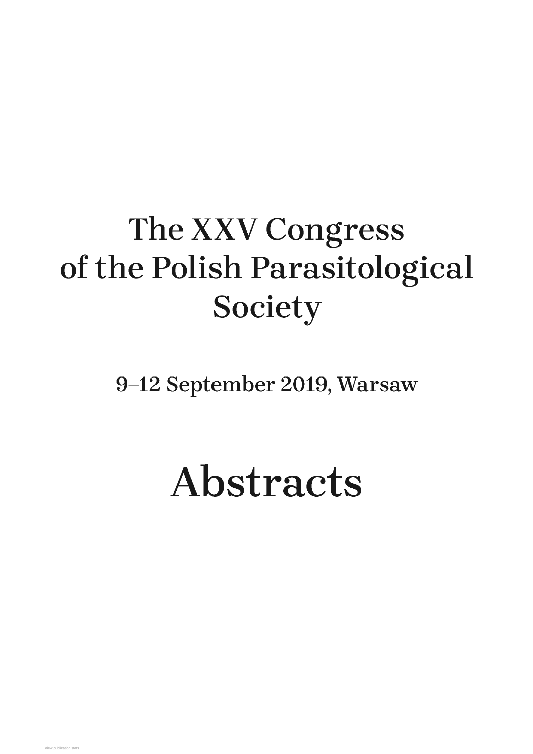# The XXV Congress of the Polish Parasitological Society

## 9–12 September 2019, Warsaw

# Abstracts